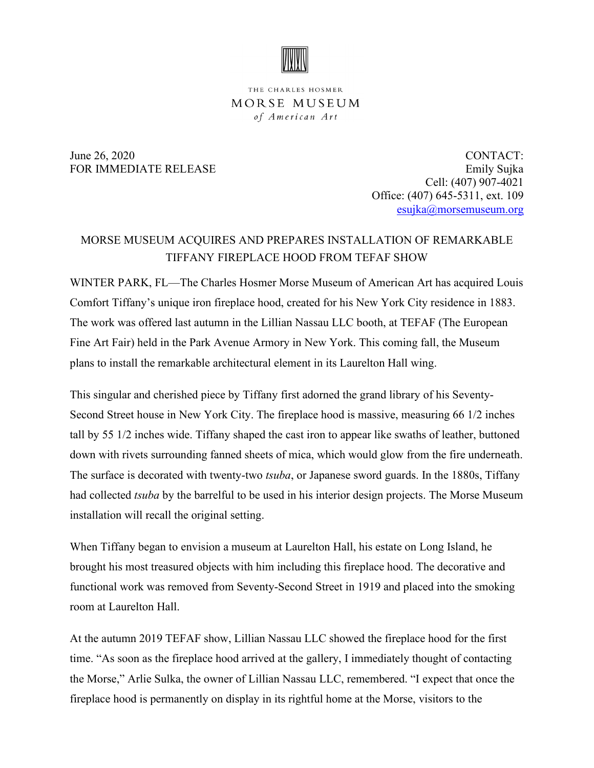THE CHARLES HOSMER
MORSE MUSEUM
*of American Art*

June 26, 2020
FOR IMMEDIATE RELEASE

CONTACT:
Emily Sujka
Cell: (407) 907-4021
Office: (407) 645-5311, ext. 109
esujka@morsemuseum.org

## MORSE MUSEUM ACQUIRES AND PREPARES INSTALLATION OF REMARKABLE TIFFANY FIREPLACE HOOD FROM TEFAF SHOW

WINTER PARK, FL—The Charles Hosmer Morse Museum of American Art has acquired Louis Comfort Tiffany's unique iron fireplace hood, created for his New York City residence in 1883. The work was offered last autumn in the Lillian Nassau LLC booth, at TEFAF (The European Fine Art Fair) held in the Park Avenue Armory in New York. This coming fall, the Museum plans to install the remarkable architectural element in its Laurelton Hall wing.

This singular and cherished piece by Tiffany first adorned the grand library of his Seventy-Second Street house in New York City. The fireplace hood is massive, measuring 66 1/2 inches tall by 55 1/2 inches wide. Tiffany shaped the cast iron to appear like swaths of leather, buttoned down with rivets surrounding fanned sheets of mica, which would glow from the fire underneath. The surface is decorated with twenty-two *tsuba*, or Japanese sword guards. In the 1880s, Tiffany had collected *tsuba* by the barrelful to be used in his interior design projects. The Morse Museum installation will recall the original setting.

When Tiffany began to envision a museum at Laurelton Hall, his estate on Long Island, he brought his most treasured objects with him including this fireplace hood. The decorative and functional work was removed from Seventy-Second Street in 1919 and placed into the smoking room at Laurelton Hall.

At the autumn 2019 TEFAF show, Lillian Nassau LLC showed the fireplace hood for the first time. "As soon as the fireplace hood arrived at the gallery, I immediately thought of contacting the Morse," Arlie Sulka, the owner of Lillian Nassau LLC, remembered. "I expect that once the fireplace hood is permanently on display in its rightful home at the Morse, visitors to the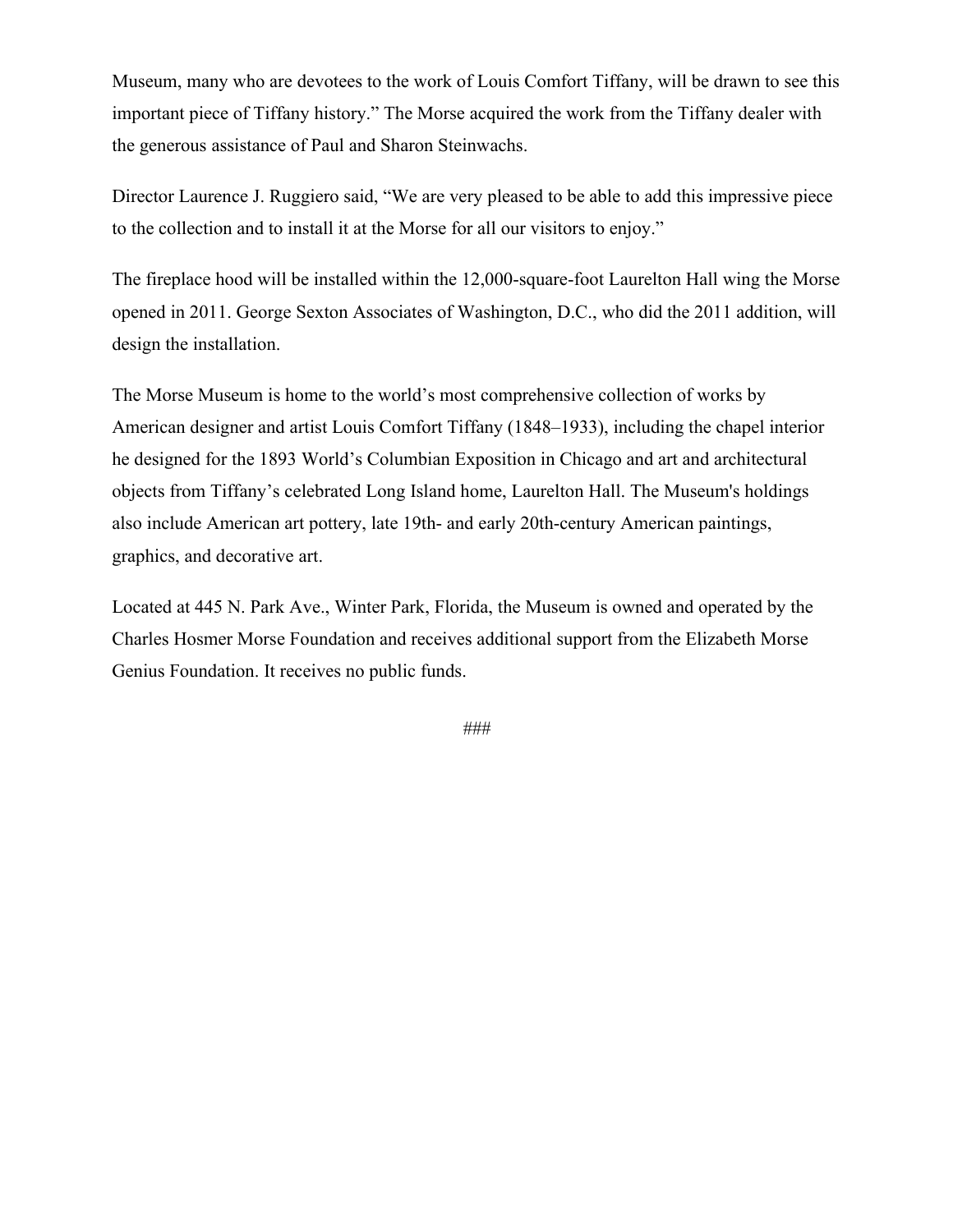Museum, many who are devotees to the work of Louis Comfort Tiffany, will be drawn to see this important piece of Tiffany history." The Morse acquired the work from the Tiffany dealer with the generous assistance of Paul and Sharon Steinwachs.

Director Laurence J. Ruggiero said, "We are very pleased to be able to add this impressive piece to the collection and to install it at the Morse for all our visitors to enjoy."

The fireplace hood will be installed within the 12,000-square-foot Laurelton Hall wing the Morse opened in 2011. George Sexton Associates of Washington, D.C., who did the 2011 addition, will design the installation.

The Morse Museum is home to the world's most comprehensive collection of works by American designer and artist Louis Comfort Tiffany (1848–1933), including the chapel interior he designed for the 1893 World's Columbian Exposition in Chicago and art and architectural objects from Tiffany's celebrated Long Island home, Laurelton Hall. The Museum's holdings also include American art pottery, late 19th- and early 20th-century American paintings, graphics, and decorative art.

Located at 445 N. Park Ave., Winter Park, Florida, the Museum is owned and operated by the Charles Hosmer Morse Foundation and receives additional support from the Elizabeth Morse Genius Foundation. It receives no public funds.

###